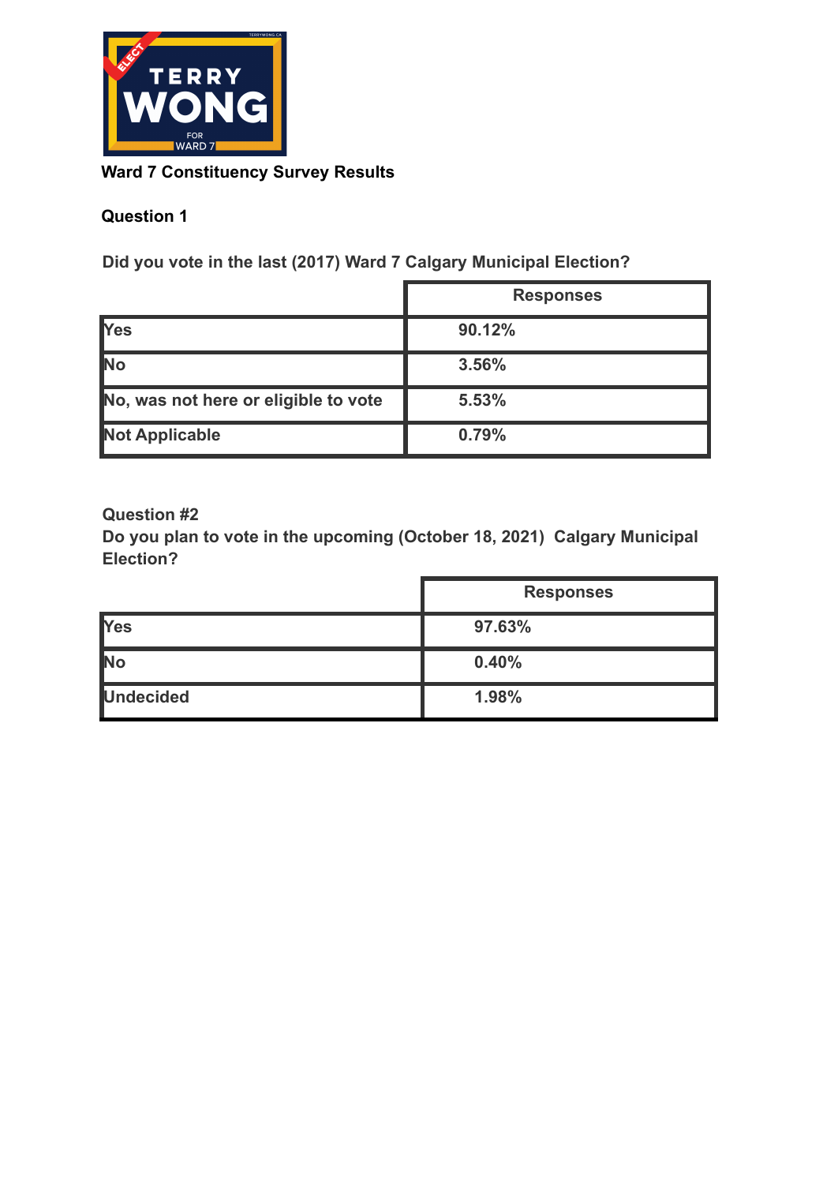## Ward 7 Constituency Survey Results

### Question 1

**Did you vote in the last (2017) Ward 7 Calgary Municipal Election?**

| | Responses |
|---|---|
| Yes | 90.12% |
| No | 3.56% |
| No, was not here or eligible to vote | 5.53% |
| Not Applicable | 0.79% |

### Question #2

**Do you plan to vote in the upcoming (October 18, 2021) Calgary Municipal Election?**

| | Responses |
|---|---|
| Yes | 97.63% |
| No | 0.40% |
| Undecided | 1.98% |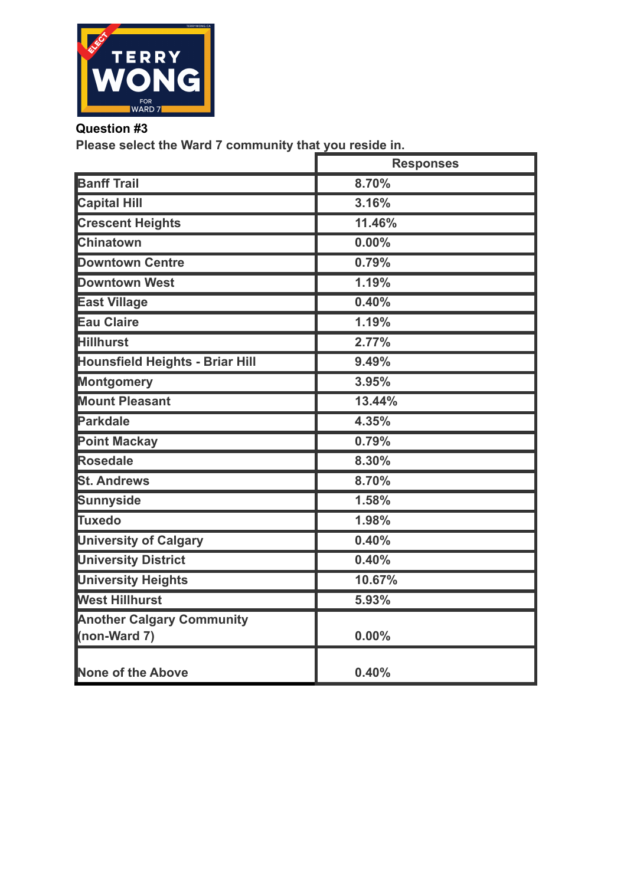**Question #3**

**Please select the Ward 7 community that you reside in.**

| | Responses |
|---|---|
| Banff Trail | 8.70% |
| Capital Hill | 3.16% |
| Crescent Heights | 11.46% |
| Chinatown | 0.00% |
| Downtown Centre | 0.79% |
| Downtown West | 1.19% |
| East Village | 0.40% |
| Eau Claire | 1.19% |
| Hillhurst | 2.77% |
| Hounsfield Heights - Briar Hill | 9.49% |
| Montgomery | 3.95% |
| Mount Pleasant | 13.44% |
| Parkdale | 4.35% |
| Point Mackay | 0.79% |
| Rosedale | 8.30% |
| St. Andrews | 8.70% |
| Sunnyside | 1.58% |
| Tuxedo | 1.98% |
| University of Calgary | 0.40% |
| University District | 0.40% |
| University Heights | 10.67% |
| West Hillhurst | 5.93% |
| Another Calgary Community (non-Ward 7) | 0.00% |
| None of the Above | 0.40% |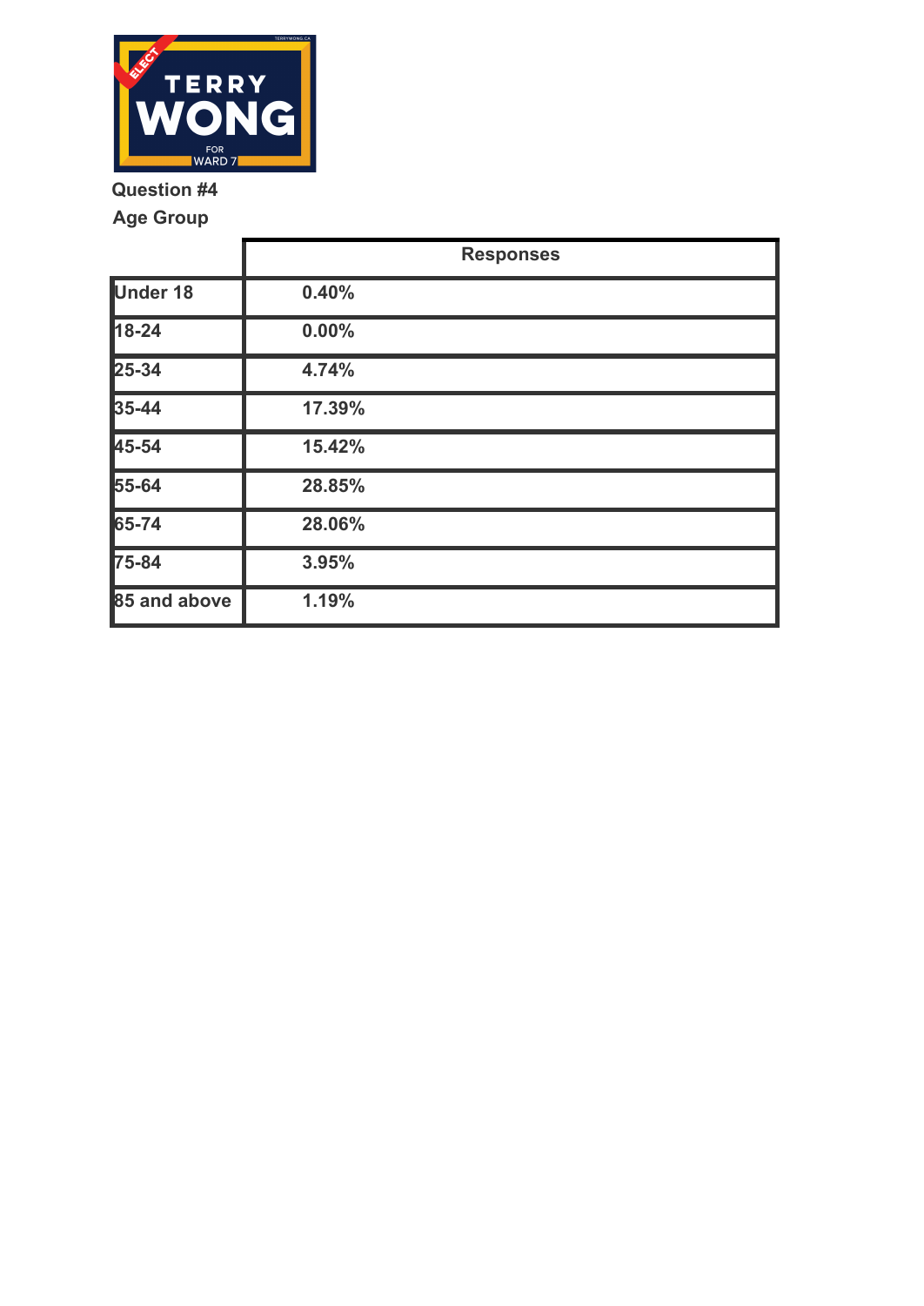TERRY WONG FOR WARD 7

**Question #4**

**Age Group**

| | Responses |
|---|---|
| Under 18 | 0.40% |
| 18-24 | 0.00% |
| 25-34 | 4.74% |
| 35-44 | 17.39% |
| 45-54 | 15.42% |
| 55-64 | 28.85% |
| 65-74 | 28.06% |
| 75-84 | 3.95% |
| 85 and above | 1.19% |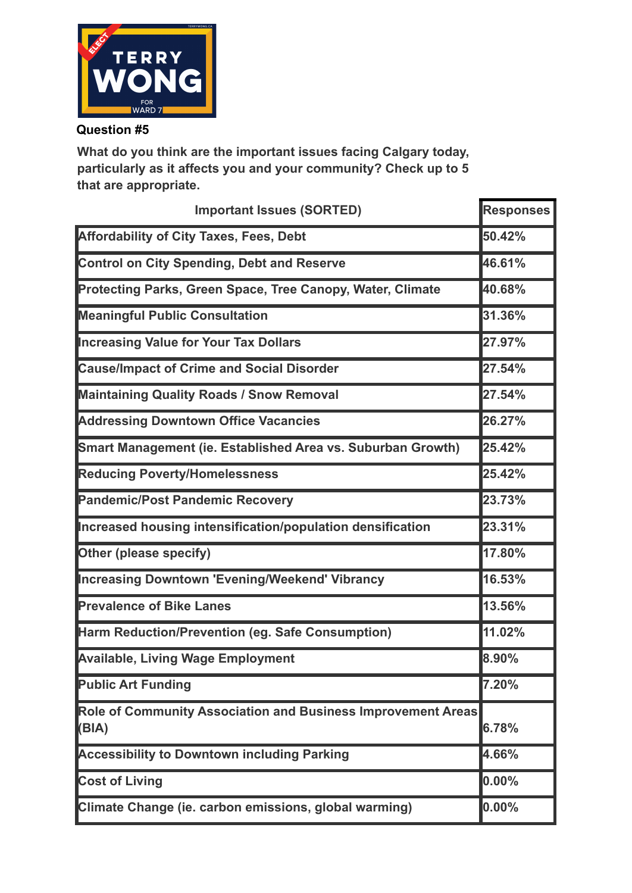**Question #5**

**What do you think are the important issues facing Calgary today, particularly as it affects you and your community? Check up to 5 that are appropriate.**

| Important Issues (SORTED) | Responses |
|---|---|
| Affordability of City Taxes, Fees, Debt | 50.42% |
| Control on City Spending, Debt and Reserve | 46.61% |
| Protecting Parks, Green Space, Tree Canopy, Water, Climate | 40.68% |
| Meaningful Public Consultation | 31.36% |
| Increasing Value for Your Tax Dollars | 27.97% |
| Cause/Impact of Crime and Social Disorder | 27.54% |
| Maintaining Quality Roads / Snow Removal | 27.54% |
| Addressing Downtown Office Vacancies | 26.27% |
| Smart Management (ie. Established Area vs. Suburban Growth) | 25.42% |
| Reducing Poverty/Homelessness | 25.42% |
| Pandemic/Post Pandemic Recovery | 23.73% |
| Increased housing intensification/population densification | 23.31% |
| Other (please specify) | 17.80% |
| Increasing Downtown 'Evening/Weekend' Vibrancy | 16.53% |
| Prevalence of Bike Lanes | 13.56% |
| Harm Reduction/Prevention (eg. Safe Consumption) | 11.02% |
| Available, Living Wage Employment | 8.90% |
| Public Art Funding | 7.20% |
| Role of Community Association and Business Improvement Areas (BIA) | 6.78% |
| Accessibility to Downtown including Parking | 4.66% |
| Cost of Living | 0.00% |
| Climate Change (ie. carbon emissions, global warming) | 0.00% |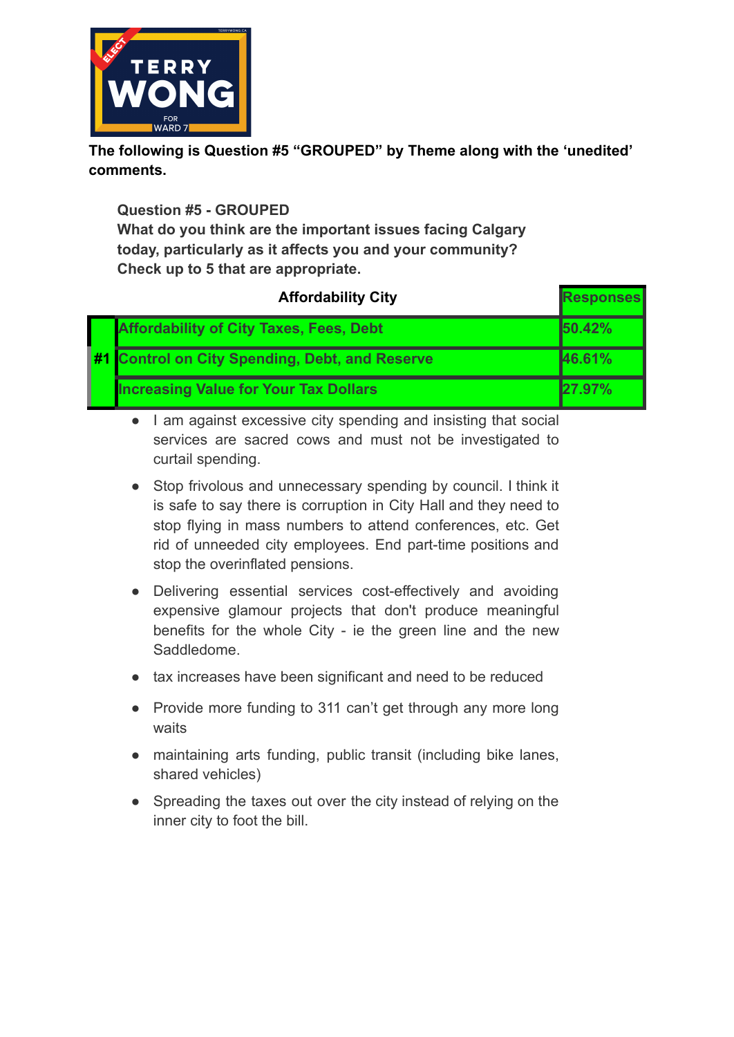**The following is Question #5 "GROUPED" by Theme along with the 'unedited' comments.**

**Question #5 - GROUPED**
**What do you think are the important issues facing Calgary today, particularly as it affects you and your community? Check up to 5 that are appropriate.**

| | Affordability City | Responses |
|---|---|---|
| #1 | Affordability of City Taxes, Fees, Debt | 50.42% |
| | Control on City Spending, Debt, and Reserve | 46.61% |
| | Increasing Value for Your Tax Dollars | 27.97% |

- I am against excessive city spending and insisting that social services are sacred cows and must not be investigated to curtail spending.
- Stop frivolous and unnecessary spending by council. I think it is safe to say there is corruption in City Hall and they need to stop flying in mass numbers to attend conferences, etc. Get rid of unneeded city employees. End part-time positions and stop the overinflated pensions.
- Delivering essential services cost-effectively and avoiding expensive glamour projects that don't produce meaningful benefits for the whole City - ie the green line and the new Saddledome.
- tax increases have been significant and need to be reduced
- Provide more funding to 311 can't get through any more long waits
- maintaining arts funding, public transit (including bike lanes, shared vehicles)
- Spreading the taxes out over the city instead of relying on the inner city to foot the bill.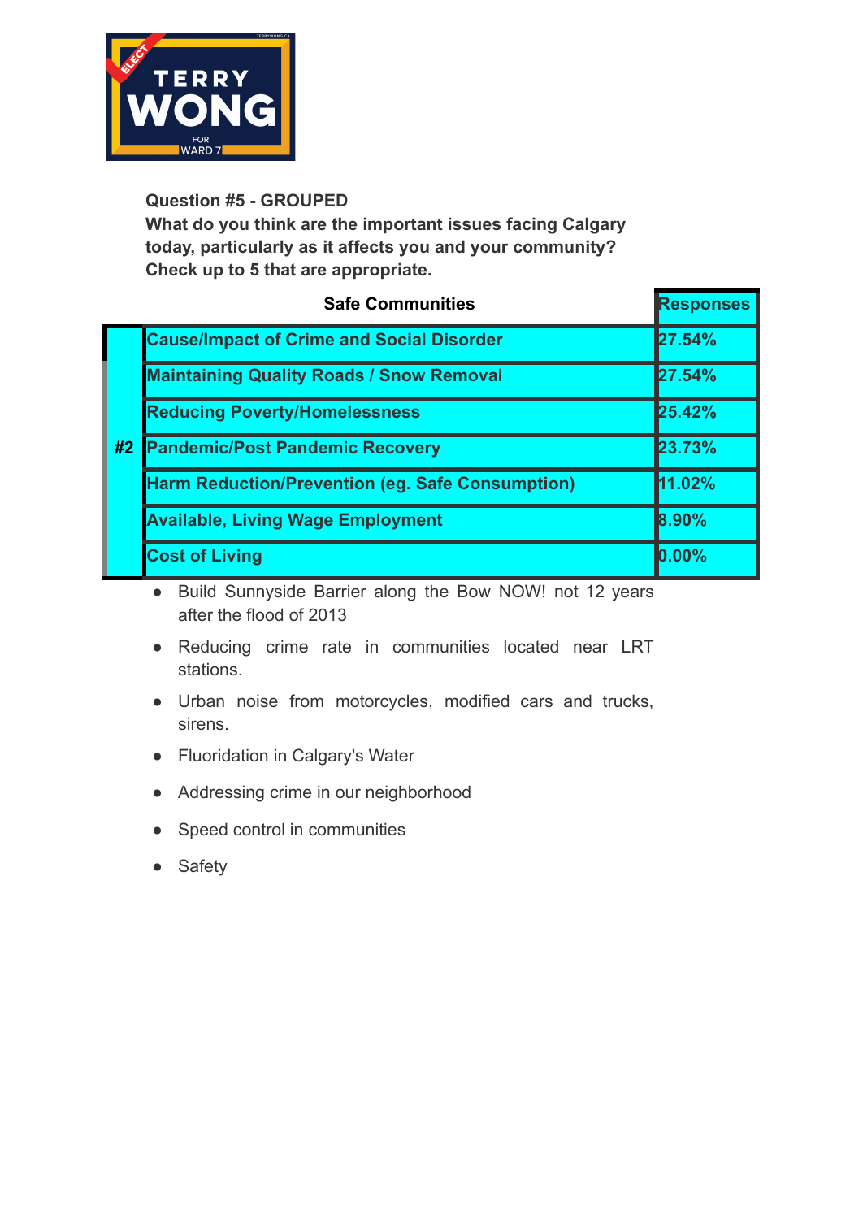**TERRY WONG FOR WARD 7**

**Question #5 - GROUPED**
**What do you think are the important issues facing Calgary today, particularly as it affects you and your community? Check up to 5 that are appropriate.**

| | Safe Communities | Responses |
|---|---|---|
| #2 | Cause/Impact of Crime and Social Disorder | 27.54% |
| | Maintaining Quality Roads / Snow Removal | 27.54% |
| | Reducing Poverty/Homelessness | 25.42% |
| | Pandemic/Post Pandemic Recovery | 23.73% |
| | Harm Reduction/Prevention (eg. Safe Consumption) | 11.02% |
| | Available, Living Wage Employment | 8.90% |
| | Cost of Living | 0.00% |

- Build Sunnyside Barrier along the Bow NOW! not 12 years after the flood of 2013
- Reducing crime rate in communities located near LRT stations.
- Urban noise from motorcycles, modified cars and trucks, sirens.
- Fluoridation in Calgary's Water
- Addressing crime in our neighborhood
- Speed control in communities
- Safety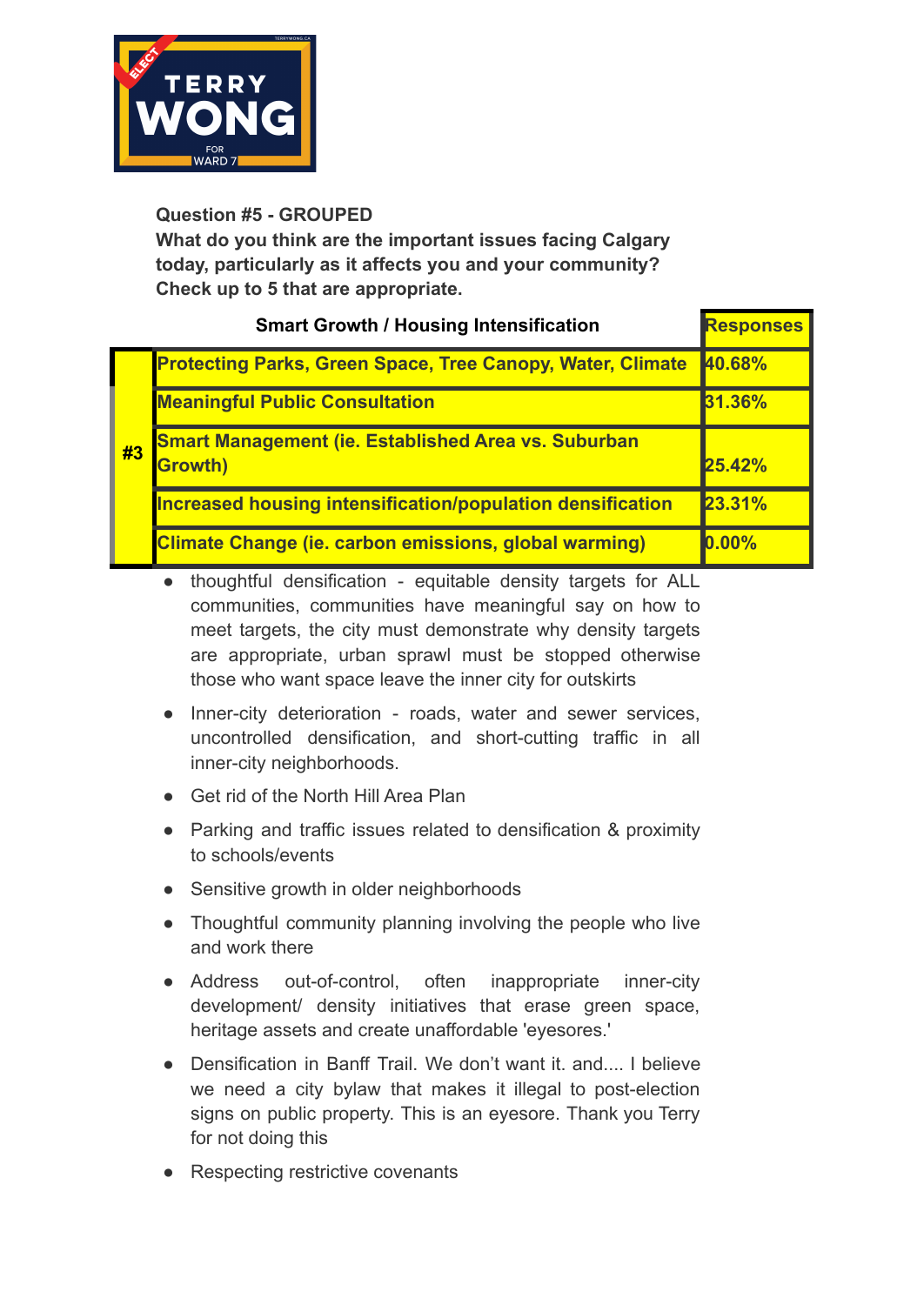**Question #5 - GROUPED**
**What do you think are the important issues facing Calgary today, particularly as it affects you and your community? Check up to 5 that are appropriate.**

| | Smart Growth / Housing Intensification | Responses |
|---|---|---|
| #3 | Protecting Parks, Green Space, Tree Canopy, Water, Climate | 40.68% |
| | Meaningful Public Consultation | 31.36% |
| | Smart Management (ie. Established Area vs. Suburban Growth) | 25.42% |
| | Increased housing intensification/population densification | 23.31% |
| | Climate Change (ie. carbon emissions, global warming) | 0.00% |

- thoughtful densification - equitable density targets for ALL communities, communities have meaningful say on how to meet targets, the city must demonstrate why density targets are appropriate, urban sprawl must be stopped otherwise those who want space leave the inner city for outskirts
- Inner-city deterioration - roads, water and sewer services, uncontrolled densification, and short-cutting traffic in all inner-city neighborhoods.
- Get rid of the North Hill Area Plan
- Parking and traffic issues related to densification & proximity to schools/events
- Sensitive growth in older neighborhoods
- Thoughtful community planning involving the people who live and work there
- Address out-of-control, often inappropriate inner-city development/ density initiatives that erase green space, heritage assets and create unaffordable 'eyesores.'
- Densification in Banff Trail. We don't want it. and.... I believe we need a city bylaw that makes it illegal to post-election signs on public property. This is an eyesore. Thank you Terry for not doing this
- Respecting restrictive covenants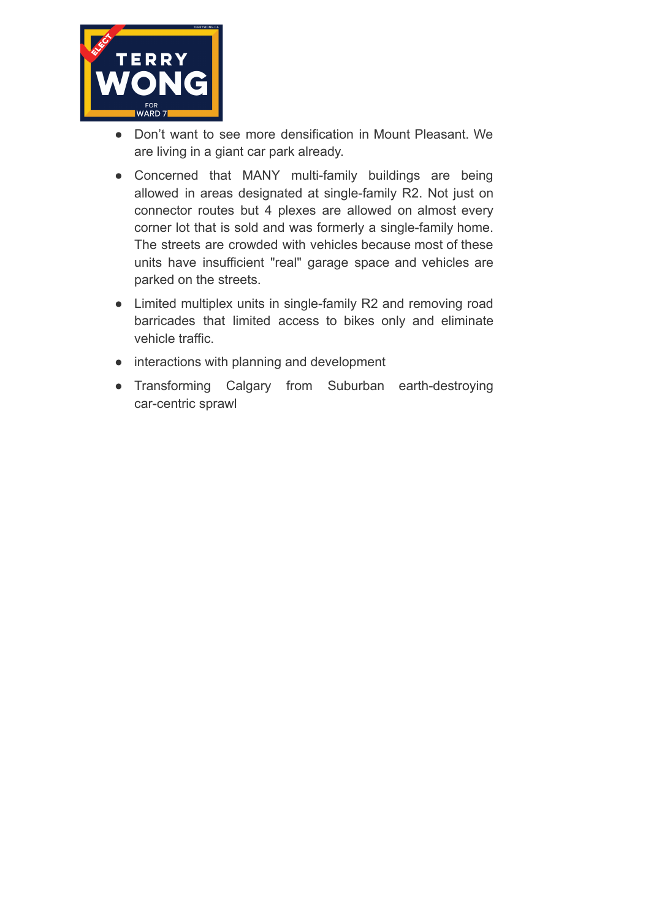- Don't want to see more densification in Mount Pleasant. We are living in a giant car park already.
- Concerned that MANY multi-family buildings are being allowed in areas designated at single-family R2. Not just on connector routes but 4 plexes are allowed on almost every corner lot that is sold and was formerly a single-family home. The streets are crowded with vehicles because most of these units have insufficient "real" garage space and vehicles are parked on the streets.
- Limited multiplex units in single-family R2 and removing road barricades that limited access to bikes only and eliminate vehicle traffic.
- interactions with planning and development
- Transforming Calgary from Suburban earth-destroying car-centric sprawl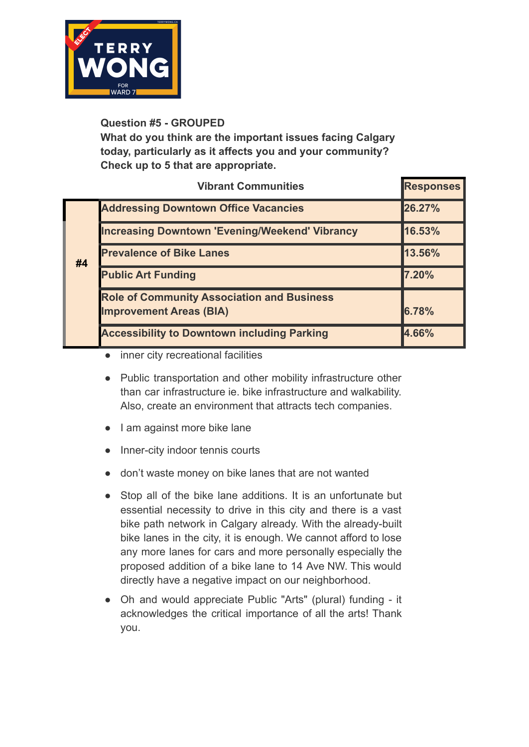TERRY WONG FOR WARD 7

**Question #5 - GROUPED**
**What do you think are the important issues facing Calgary today, particularly as it affects you and your community? Check up to 5 that are appropriate.**

| | Vibrant Communities | Responses |
|---|---|---|
| #4 | Addressing Downtown Office Vacancies | 26.27% |
| | Increasing Downtown 'Evening/Weekend' Vibrancy | 16.53% |
| | Prevalence of Bike Lanes | 13.56% |
| | Public Art Funding | 7.20% |
| | Role of Community Association and Business Improvement Areas (BIA) | 6.78% |
| | Accessibility to Downtown including Parking | 4.66% |

- inner city recreational facilities
- Public transportation and other mobility infrastructure other than car infrastructure ie. bike infrastructure and walkability. Also, create an environment that attracts tech companies.
- I am against more bike lane
- Inner-city indoor tennis courts
- don't waste money on bike lanes that are not wanted
- Stop all of the bike lane additions. It is an unfortunate but essential necessity to drive in this city and there is a vast bike path network in Calgary already. With the already-built bike lanes in the city, it is enough. We cannot afford to lose any more lanes for cars and more personally especially the proposed addition of a bike lane to 14 Ave NW. This would directly have a negative impact on our neighborhood.
- Oh and would appreciate Public "Arts" (plural) funding - it acknowledges the critical importance of all the arts! Thank you.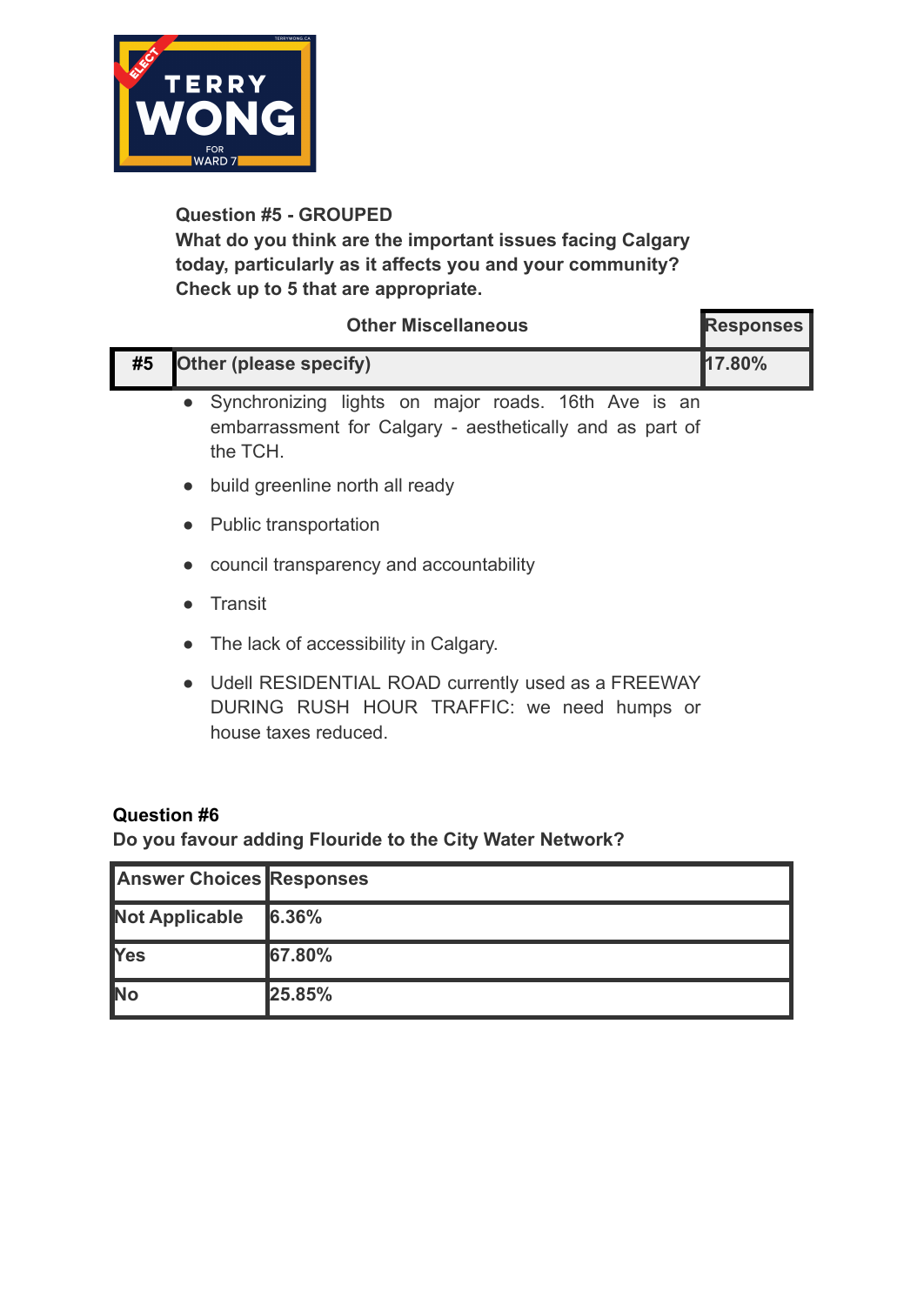**Question #5 - GROUPED**
**What do you think are the important issues facing Calgary today, particularly as it affects you and your community? Check up to 5 that are appropriate.**

| | Other Miscellaneous | Responses |
|---|---|---|
| #5 | Other (please specify) | 17.80% |

- Synchronizing lights on major roads. 16th Ave is an embarrassment for Calgary - aesthetically and as part of the TCH.
- build greenline north all ready
- Public transportation
- council transparency and accountability
- Transit
- The lack of accessibility in Calgary.
- Udell RESIDENTIAL ROAD currently used as a FREEWAY DURING RUSH HOUR TRAFFIC: we need humps or house taxes reduced.

**Question #6**
**Do you favour adding Flouride to the City Water Network?**

| Answer Choices | Responses |
|---|---|
| Not Applicable | 6.36% |
| Yes | 67.80% |
| No | 25.85% |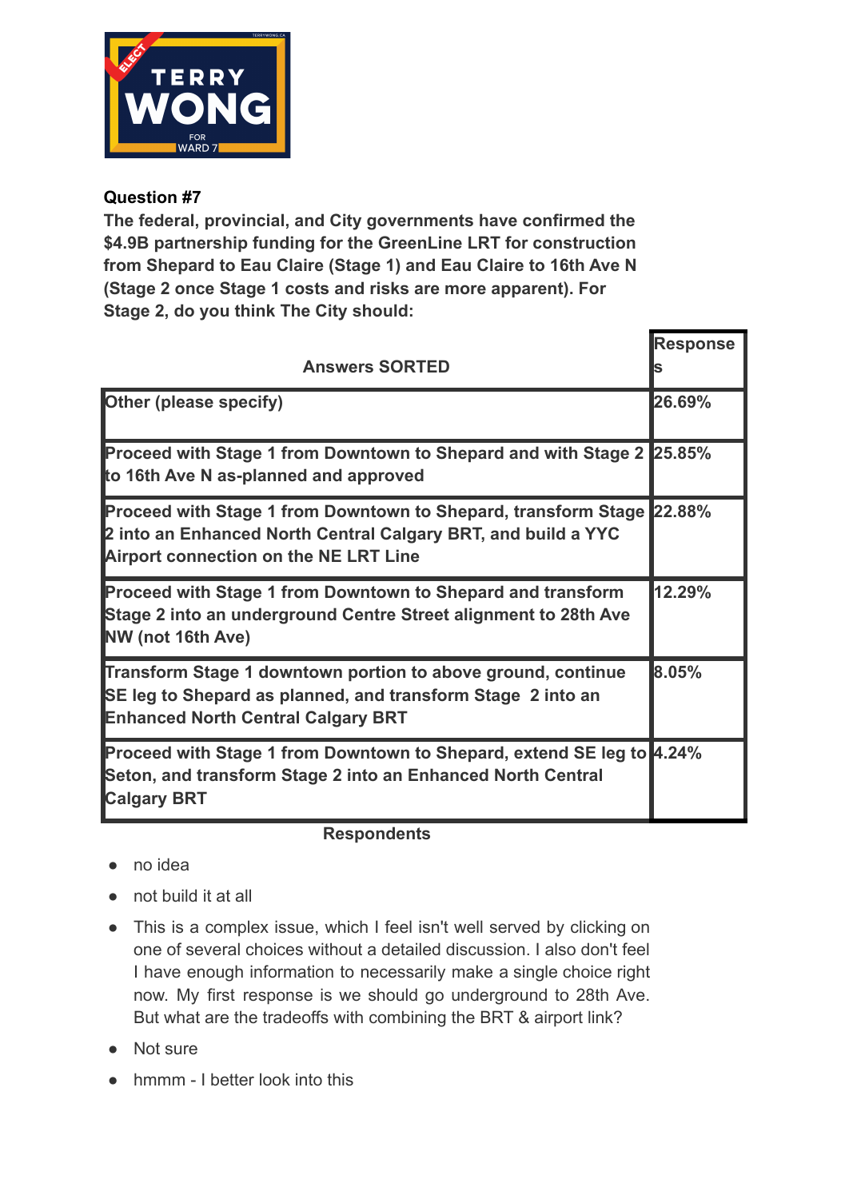**Question #7**

**The federal, provincial, and City governments have confirmed the $4.9B partnership funding for the GreenLine LRT for construction from Shepard to Eau Claire (Stage 1) and Eau Claire to 16th Ave N (Stage 2 once Stage 1 costs and risks are more apparent). For Stage 2, do you think The City should:**

| Answers SORTED | Responses |
|---|---|
| Other (please specify) | 26.69% |
| Proceed with Stage 1 from Downtown to Shepard and with Stage 2 to 16th Ave N as-planned and approved | 25.85% |
| Proceed with Stage 1 from Downtown to Shepard, transform Stage 2 into an Enhanced North Central Calgary BRT, and build a YYC Airport connection on the NE LRT Line | 22.88% |
| Proceed with Stage 1 from Downtown to Shepard and transform Stage 2 into an underground Centre Street alignment to 28th Ave NW (not 16th Ave) | 12.29% |
| Transform Stage 1 downtown portion to above ground, continue SE leg to Shepard as planned, and transform Stage 2 into an Enhanced North Central Calgary BRT | 8.05% |
| Proceed with Stage 1 from Downtown to Shepard, extend SE leg to Seton, and transform Stage 2 into an Enhanced North Central Calgary BRT | 4.24% |

**Respondents**

- no idea
- not build it at all
- This is a complex issue, which I feel isn't well served by clicking on one of several choices without a detailed discussion. I also don't feel I have enough information to necessarily make a single choice right now. My first response is we should go underground to 28th Ave. But what are the tradeoffs with combining the BRT & airport link?
- Not sure
- hmmm - I better look into this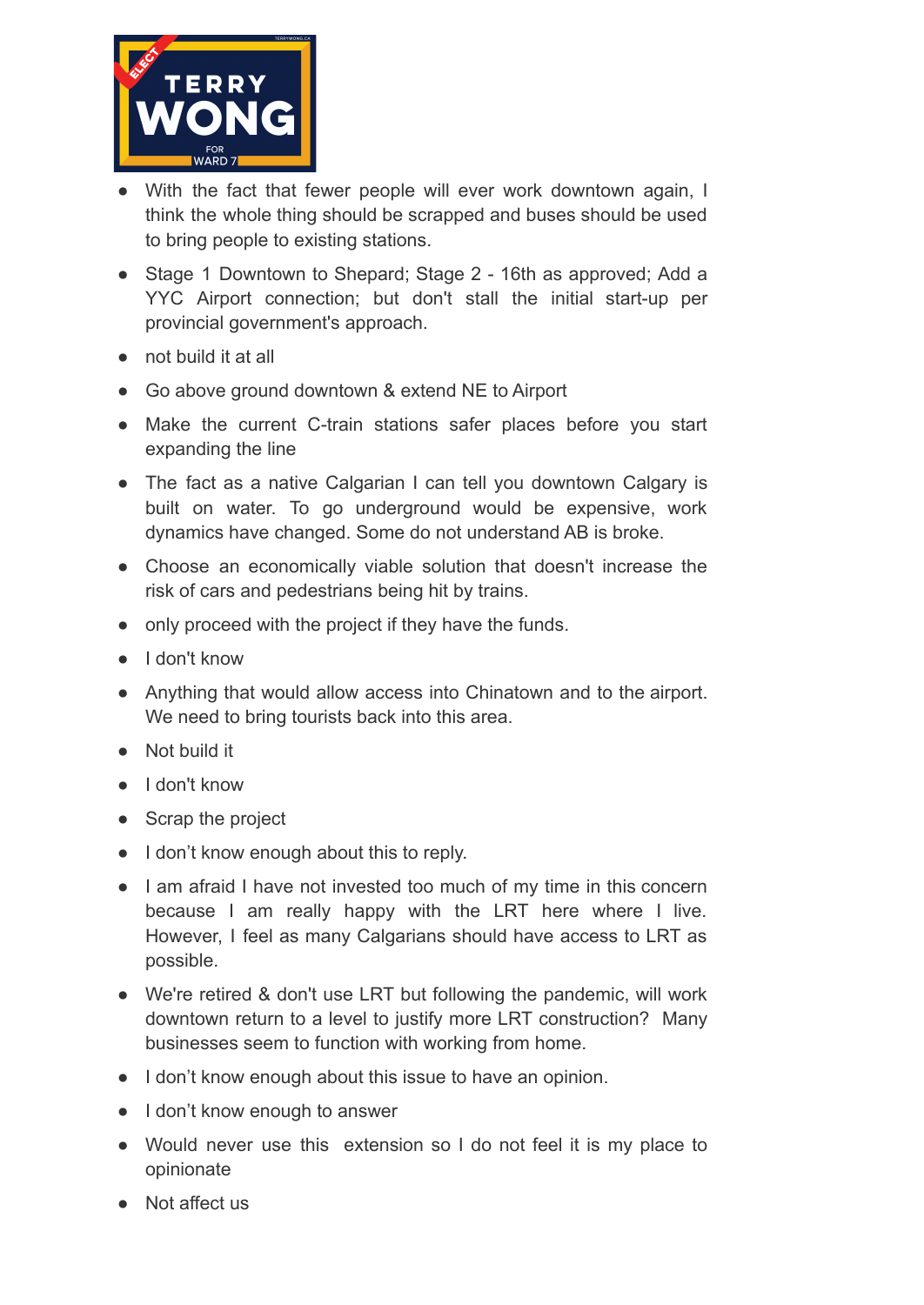- With the fact that fewer people will ever work downtown again, I think the whole thing should be scrapped and buses should be used to bring people to existing stations.
- Stage 1 Downtown to Shepard; Stage 2 - 16th as approved; Add a YYC Airport connection; but don't stall the initial start-up per provincial government's approach.
- not build it at all
- Go above ground downtown & extend NE to Airport
- Make the current C-train stations safer places before you start expanding the line
- The fact as a native Calgarian I can tell you downtown Calgary is built on water. To go underground would be expensive, work dynamics have changed. Some do not understand AB is broke.
- Choose an economically viable solution that doesn't increase the risk of cars and pedestrians being hit by trains.
- only proceed with the project if they have the funds.
- I don't know
- Anything that would allow access into Chinatown and to the airport. We need to bring tourists back into this area.
- Not build it
- I don't know
- Scrap the project
- I don't know enough about this to reply.
- I am afraid I have not invested too much of my time in this concern because I am really happy with the LRT here where I live. However, I feel as many Calgarians should have access to LRT as possible.
- We're retired & don't use LRT but following the pandemic, will work downtown return to a level to justify more LRT construction? Many businesses seem to function with working from home.
- I don't know enough about this issue to have an opinion.
- I don't know enough to answer
- Would never use this extension so I do not feel it is my place to opinionate
- Not affect us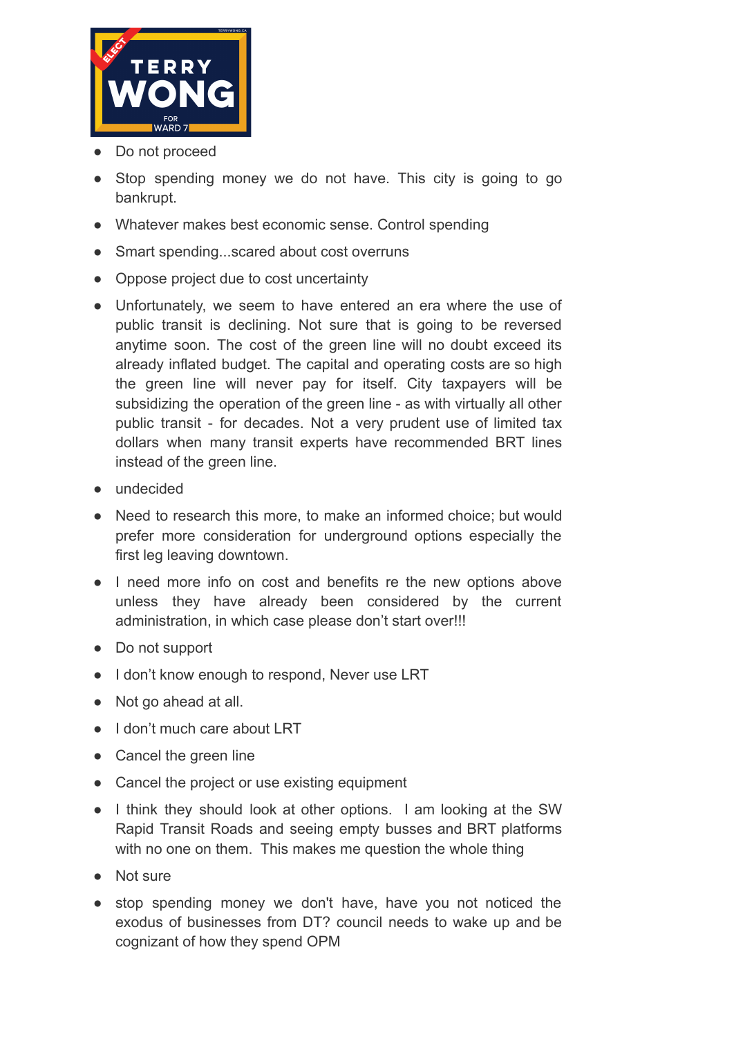- Do not proceed
- Stop spending money we do not have. This city is going to go bankrupt.
- Whatever makes best economic sense. Control spending
- Smart spending...scared about cost overruns
- Oppose project due to cost uncertainty
- Unfortunately, we seem to have entered an era where the use of public transit is declining. Not sure that is going to be reversed anytime soon. The cost of the green line will no doubt exceed its already inflated budget. The capital and operating costs are so high the green line will never pay for itself. City taxpayers will be subsidizing the operation of the green line - as with virtually all other public transit - for decades. Not a very prudent use of limited tax dollars when many transit experts have recommended BRT lines instead of the green line.
- undecided
- Need to research this more, to make an informed choice; but would prefer more consideration for underground options especially the first leg leaving downtown.
- I need more info on cost and benefits re the new options above unless they have already been considered by the current administration, in which case please don't start over!!!
- Do not support
- I don't know enough to respond, Never use LRT
- Not go ahead at all.
- I don't much care about LRT
- Cancel the green line
- Cancel the project or use existing equipment
- I think they should look at other options. I am looking at the SW Rapid Transit Roads and seeing empty busses and BRT platforms with no one on them. This makes me question the whole thing
- Not sure
- stop spending money we don't have, have you not noticed the exodus of businesses from DT? council needs to wake up and be cognizant of how they spend OPM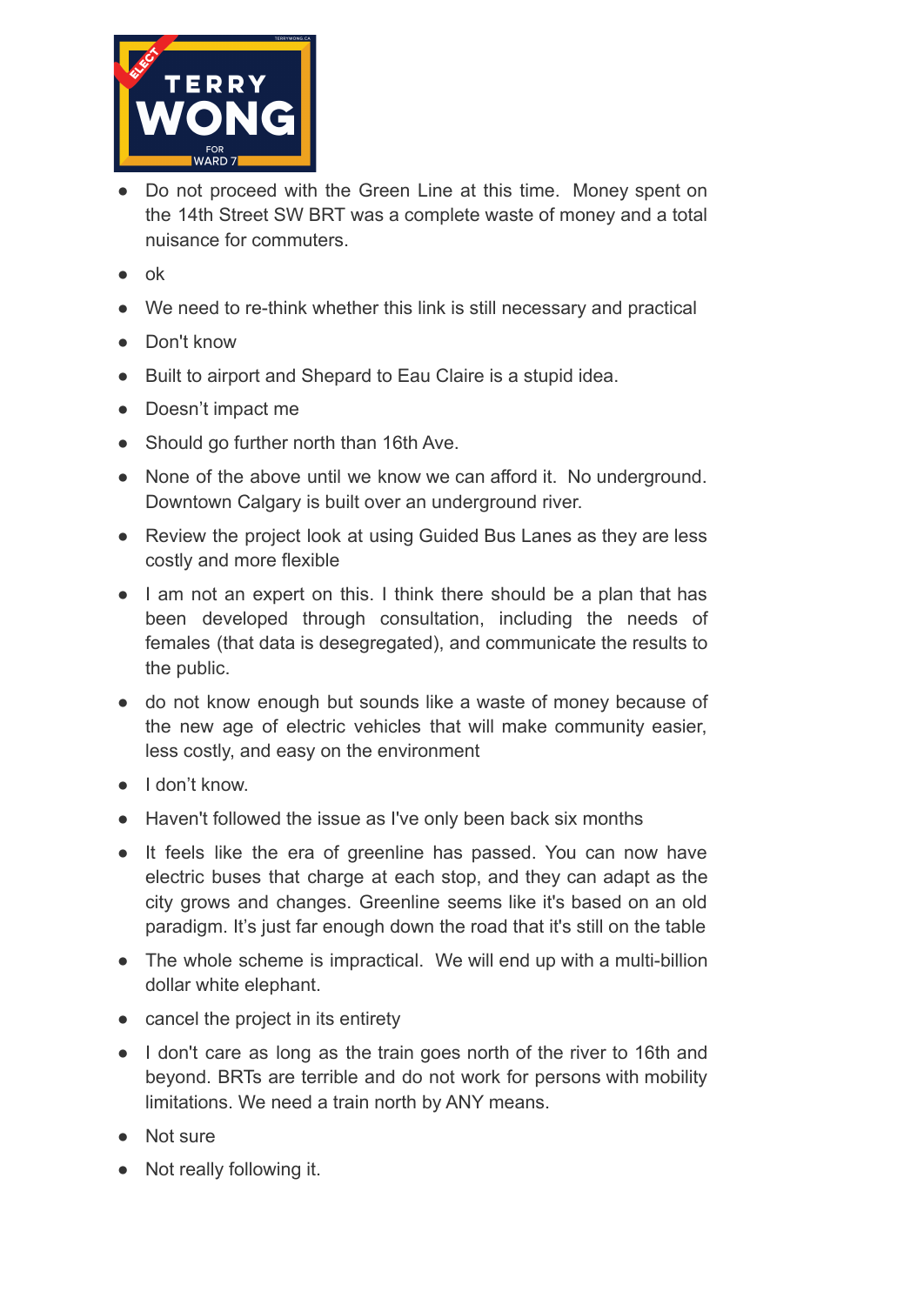- Do not proceed with the Green Line at this time. Money spent on the 14th Street SW BRT was a complete waste of money and a total nuisance for commuters.
- ok
- We need to re-think whether this link is still necessary and practical
- Don't know
- Built to airport and Shepard to Eau Claire is a stupid idea.
- Doesn't impact me
- Should go further north than 16th Ave.
- None of the above until we know we can afford it. No underground. Downtown Calgary is built over an underground river.
- Review the project look at using Guided Bus Lanes as they are less costly and more flexible
- I am not an expert on this. I think there should be a plan that has been developed through consultation, including the needs of females (that data is desegregated), and communicate the results to the public.
- do not know enough but sounds like a waste of money because of the new age of electric vehicles that will make community easier, less costly, and easy on the environment
- I don't know.
- Haven't followed the issue as I've only been back six months
- It feels like the era of greenline has passed. You can now have electric buses that charge at each stop, and they can adapt as the city grows and changes. Greenline seems like it's based on an old paradigm. It's just far enough down the road that it's still on the table
- The whole scheme is impractical. We will end up with a multi-billion dollar white elephant.
- cancel the project in its entirety
- I don't care as long as the train goes north of the river to 16th and beyond. BRTs are terrible and do not work for persons with mobility limitations. We need a train north by ANY means.
- Not sure
- Not really following it.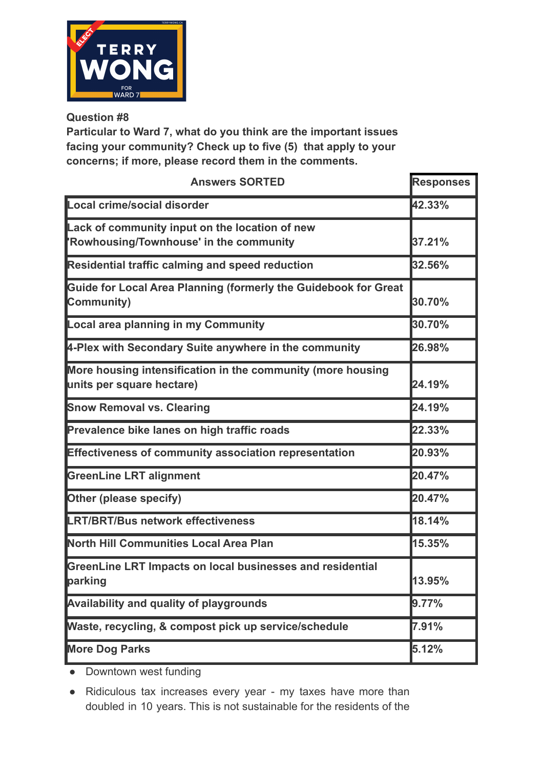**Question #8**
**Particular to Ward 7, what do you think are the important issues facing your community? Check up to five (5) that apply to your concerns; if more, please record them in the comments.**

| Answers SORTED | Responses |
|---|---|
| Local crime/social disorder | 42.33% |
| Lack of community input on the location of new 'Rowhousing/Townhouse' in the community | 37.21% |
| Residential traffic calming and speed reduction | 32.56% |
| Guide for Local Area Planning (formerly the Guidebook for Great Community) | 30.70% |
| Local area planning in my Community | 30.70% |
| 4-Plex with Secondary Suite anywhere in the community | 26.98% |
| More housing intensification in the community (more housing units per square hectare) | 24.19% |
| Snow Removal vs. Clearing | 24.19% |
| Prevalence bike lanes on high traffic roads | 22.33% |
| Effectiveness of community association representation | 20.93% |
| GreenLine LRT alignment | 20.47% |
| Other (please specify) | 20.47% |
| LRT/BRT/Bus network effectiveness | 18.14% |
| North Hill Communities Local Area Plan | 15.35% |
| GreenLine LRT Impacts on local businesses and residential parking | 13.95% |
| Availability and quality of playgrounds | 9.77% |
| Waste, recycling, & compost pick up service/schedule | 7.91% |
| More Dog Parks | 5.12% |

- Downtown west funding
- Ridiculous tax increases every year - my taxes have more than doubled in 10 years. This is not sustainable for the residents of the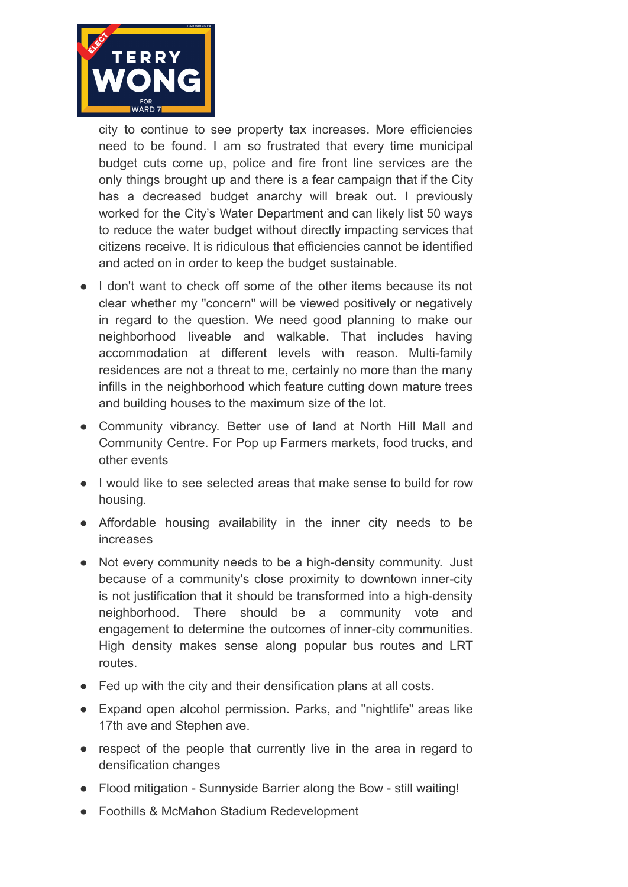city to continue to see property tax increases. More efficiencies need to be found. I am so frustrated that every time municipal budget cuts come up, police and fire front line services are the only things brought up and there is a fear campaign that if the City has a decreased budget anarchy will break out. I previously worked for the City's Water Department and can likely list 50 ways to reduce the water budget without directly impacting services that citizens receive. It is ridiculous that efficiencies cannot be identified and acted on in order to keep the budget sustainable.

- I don't want to check off some of the other items because its not clear whether my "concern" will be viewed positively or negatively in regard to the question. We need good planning to make our neighborhood liveable and walkable. That includes having accommodation at different levels with reason. Multi-family residences are not a threat to me, certainly no more than the many infills in the neighborhood which feature cutting down mature trees and building houses to the maximum size of the lot.
- Community vibrancy. Better use of land at North Hill Mall and Community Centre. For Pop up Farmers markets, food trucks, and other events
- I would like to see selected areas that make sense to build for row housing.
- Affordable housing availability in the inner city needs to be increases
- Not every community needs to be a high-density community. Just because of a community's close proximity to downtown inner-city is not justification that it should be transformed into a high-density neighborhood. There should be a community vote and engagement to determine the outcomes of inner-city communities. High density makes sense along popular bus routes and LRT routes.
- Fed up with the city and their densification plans at all costs.
- Expand open alcohol permission. Parks, and "nightlife" areas like 17th ave and Stephen ave.
- respect of the people that currently live in the area in regard to densification changes
- Flood mitigation - Sunnyside Barrier along the Bow - still waiting!
- Foothills & McMahon Stadium Redevelopment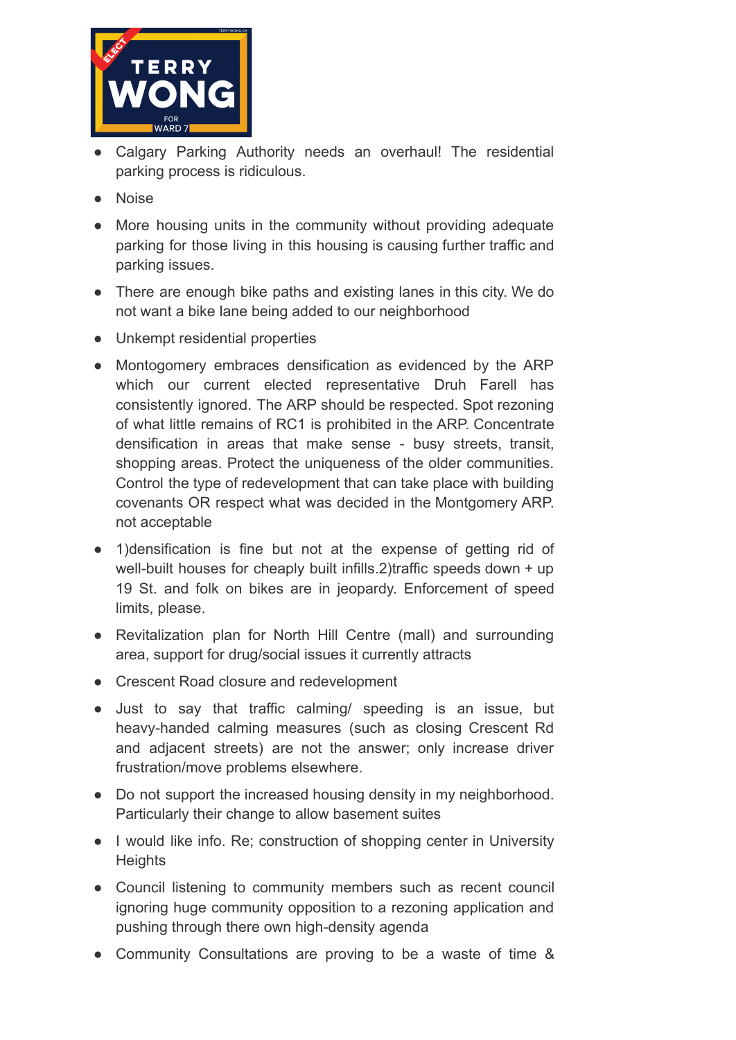- Calgary Parking Authority needs an overhaul! The residential parking process is ridiculous.
- Noise
- More housing units in the community without providing adequate parking for those living in this housing is causing further traffic and parking issues.
- There are enough bike paths and existing lanes in this city. We do not want a bike lane being added to our neighborhood
- Unkempt residential properties
- Montogomery embraces densification as evidenced by the ARP which our current elected representative Druh Farell has consistently ignored. The ARP should be respected. Spot rezoning of what little remains of RC1 is prohibited in the ARP. Concentrate densification in areas that make sense - busy streets, transit, shopping areas. Protect the uniqueness of the older communities. Control the type of redevelopment that can take place with building covenants OR respect what was decided in the Montgomery ARP. not acceptable
- 1)densification is fine but not at the expense of getting rid of well-built houses for cheaply built infills.2)traffic speeds down + up 19 St. and folk on bikes are in jeopardy. Enforcement of speed limits, please.
- Revitalization plan for North Hill Centre (mall) and surrounding area, support for drug/social issues it currently attracts
- Crescent Road closure and redevelopment
- Just to say that traffic calming/ speeding is an issue, but heavy-handed calming measures (such as closing Crescent Rd and adjacent streets) are not the answer; only increase driver frustration/move problems elsewhere.
- Do not support the increased housing density in my neighborhood. Particularly their change to allow basement suites
- I would like info. Re; construction of shopping center in University Heights
- Council listening to community members such as recent council ignoring huge community opposition to a rezoning application and pushing through there own high-density agenda
- Community Consultations are proving to be a waste of time &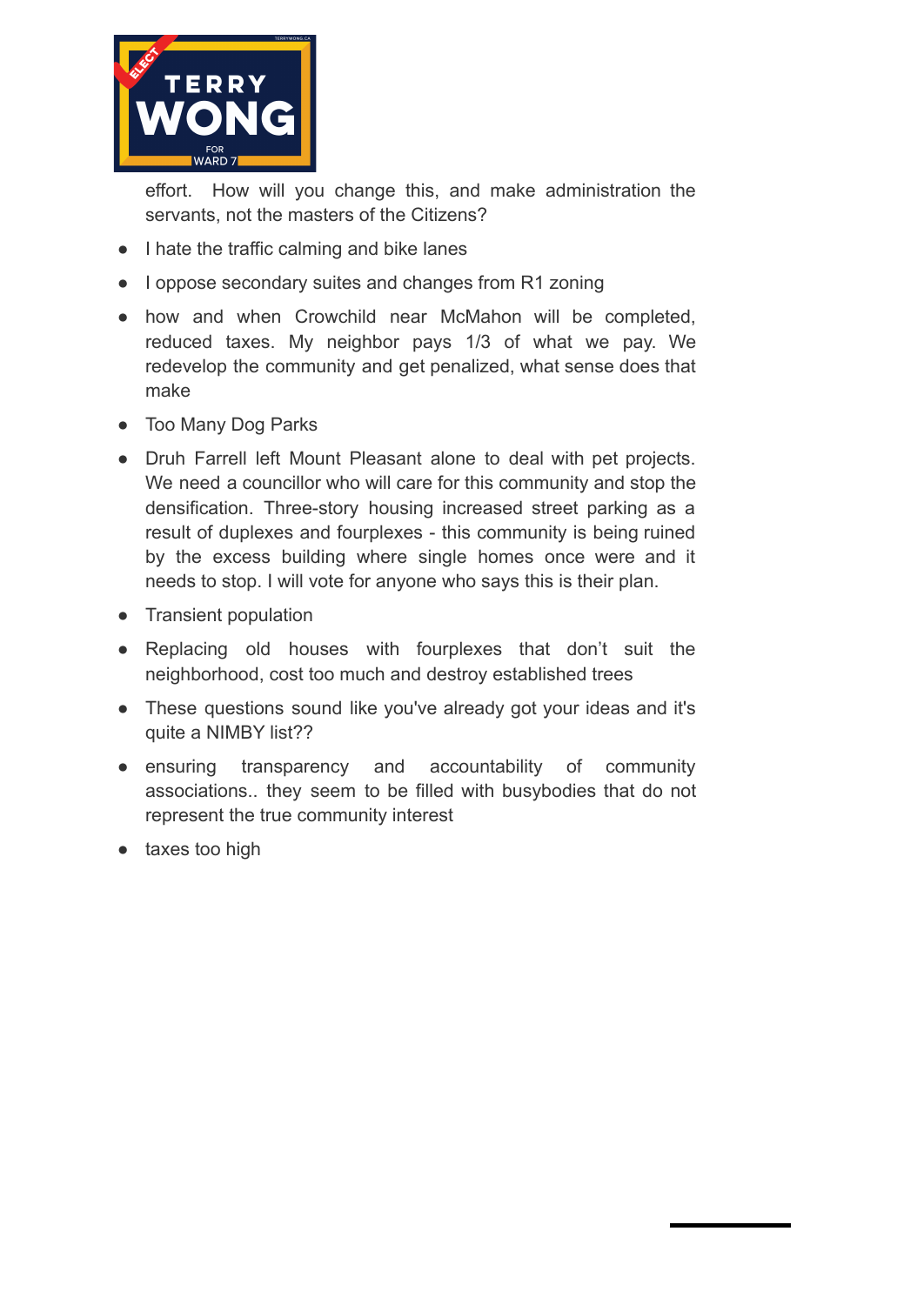effort. How will you change this, and make administration the servants, not the masters of the Citizens?

- I hate the traffic calming and bike lanes
- I oppose secondary suites and changes from R1 zoning
- how and when Crowchild near McMahon will be completed, reduced taxes. My neighbor pays 1/3 of what we pay. We redevelop the community and get penalized, what sense does that make
- Too Many Dog Parks
- Druh Farrell left Mount Pleasant alone to deal with pet projects. We need a councillor who will care for this community and stop the densification. Three-story housing increased street parking as a result of duplexes and fourplexes - this community is being ruined by the excess building where single homes once were and it needs to stop. I will vote for anyone who says this is their plan.
- Transient population
- Replacing old houses with fourplexes that don't suit the neighborhood, cost too much and destroy established trees
- These questions sound like you've already got your ideas and it's quite a NIMBY list??
- ensuring transparency and accountability of community associations.. they seem to be filled with busybodies that do not represent the true community interest
- taxes too high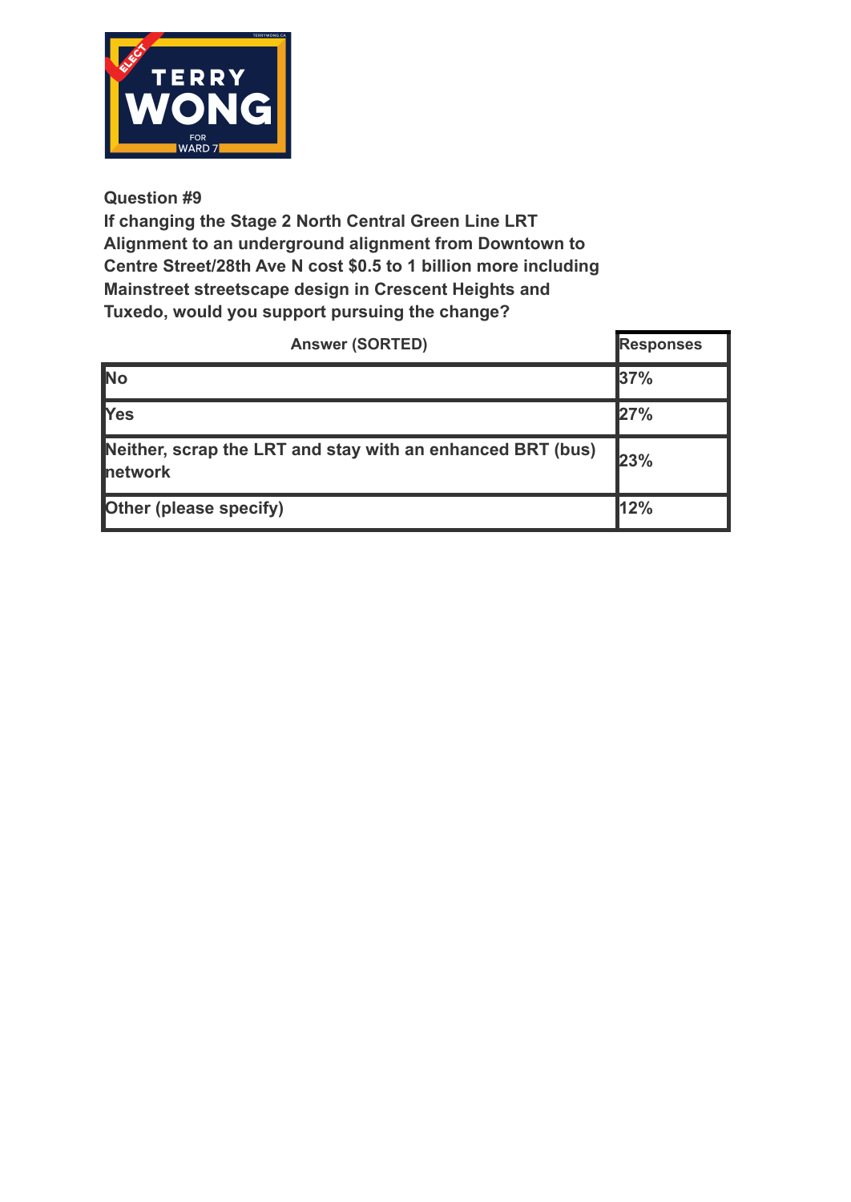**Question #9**

**If changing the Stage 2 North Central Green Line LRT Alignment to an underground alignment from Downtown to Centre Street/28th Ave N cost $0.5 to 1 billion more including Mainstreet streetscape design in Crescent Heights and Tuxedo, would you support pursuing the change?**

| Answer (SORTED) | Responses |
|---|---|
| No | 37% |
| Yes | 27% |
| Neither, scrap the LRT and stay with an enhanced BRT (bus) network | 23% |
| Other (please specify) | 12% |